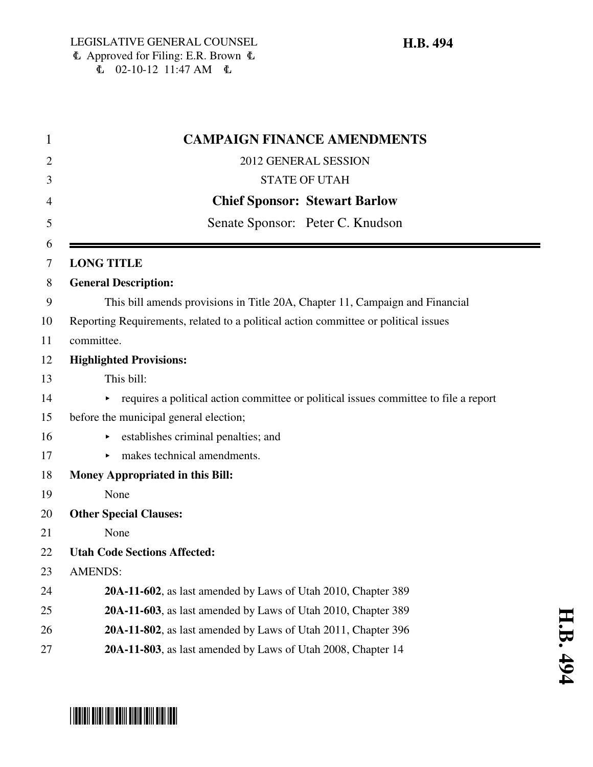LEGISLATIVE GENERAL COUNSEL
Approved for Filing: E.R. Brown
02-10-12 11:47 AM

**H.B. 494**

# CAMPAIGN FINANCE AMENDMENTS

2012 GENERAL SESSION

STATE OF UTAH

**Chief Sponsor: Stewart Barlow**

Senate Sponsor: Peter C. Knudson

**LONG TITLE**

**General Description:**

This bill amends provisions in Title 20A, Chapter 11, Campaign and Financial Reporting Requirements, related to a political action committee or political issues committee.

**Highlighted Provisions:**

This bill:

- requires a political action committee or political issues committee to file a report before the municipal general election;
- establishes criminal penalties; and
- makes technical amendments.

**Money Appropriated in this Bill:**

None

**Other Special Clauses:**

None

**Utah Code Sections Affected:**

AMENDS:

**20A-11-602**, as last amended by Laws of Utah 2010, Chapter 389

**20A-11-603**, as last amended by Laws of Utah 2010, Chapter 389

**20A-11-802**, as last amended by Laws of Utah 2011, Chapter 396

**20A-11-803**, as last amended by Laws of Utah 2008, Chapter 14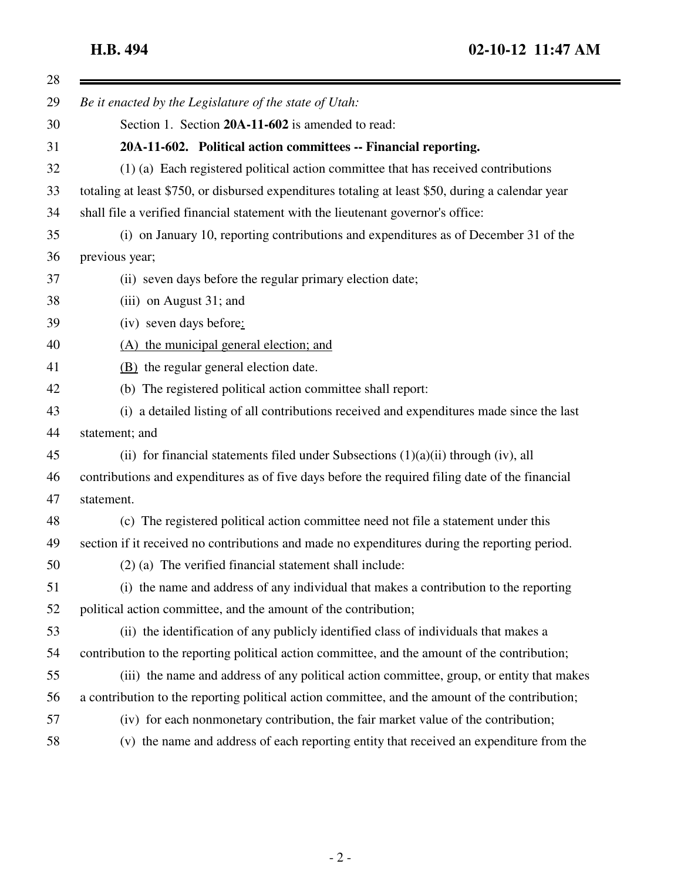*Be it enacted by the Legislature of the state of Utah:*

Section 1. Section **20A-11-602** is amended to read:

**20A-11-602. Political action committees -- Financial reporting.**

(1) (a) Each registered political action committee that has received contributions totaling at least $750, or disbursed expenditures totaling at least $50, during a calendar year shall file a verified financial statement with the lieutenant governor's office:

(i) on January 10, reporting contributions and expenditures as of December 31 of the previous year;

(ii) seven days before the regular primary election date;

(iii) on August 31; and

(iv) seven days before:

(A) the municipal general election; and

(B) the regular general election date.

(b) The registered political action committee shall report:

(i) a detailed listing of all contributions received and expenditures made since the last statement; and

(ii) for financial statements filed under Subsections (1)(a)(ii) through (iv), all contributions and expenditures as of five days before the required filing date of the financial statement.

(c) The registered political action committee need not file a statement under this section if it received no contributions and made no expenditures during the reporting period.

(2) (a) The verified financial statement shall include:

(i) the name and address of any individual that makes a contribution to the reporting political action committee, and the amount of the contribution;

(ii) the identification of any publicly identified class of individuals that makes a contribution to the reporting political action committee, and the amount of the contribution;

(iii) the name and address of any political action committee, group, or entity that makes a contribution to the reporting political action committee, and the amount of the contribution;

(iv) for each nonmonetary contribution, the fair market value of the contribution;

(v) the name and address of each reporting entity that received an expenditure from the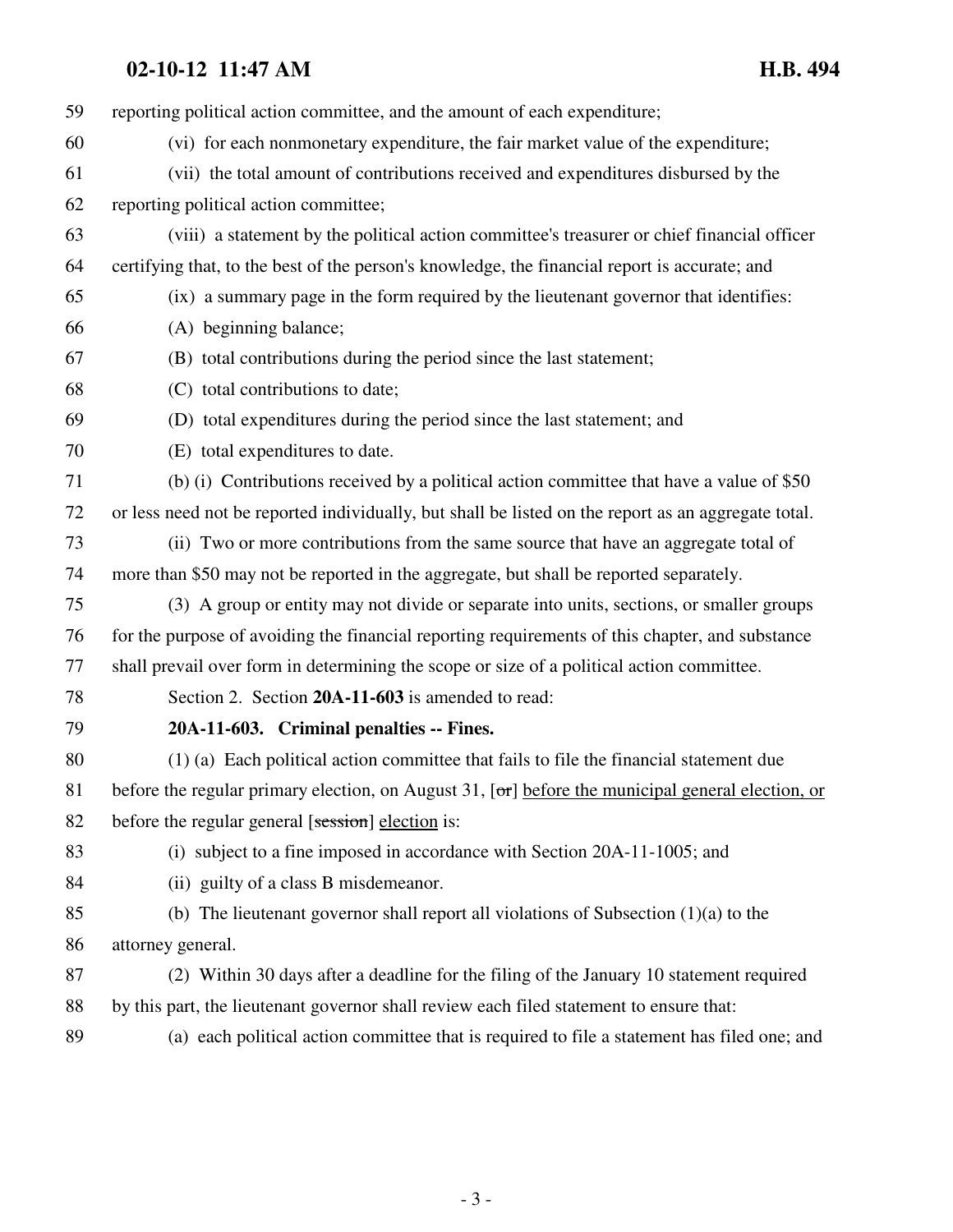reporting political action committee, and the amount of each expenditure;

(vi) for each nonmonetary expenditure, the fair market value of the expenditure;

(vii) the total amount of contributions received and expenditures disbursed by the reporting political action committee;

(viii) a statement by the political action committee's treasurer or chief financial officer certifying that, to the best of the person's knowledge, the financial report is accurate; and

(ix) a summary page in the form required by the lieutenant governor that identifies:

(A) beginning balance;

(B) total contributions during the period since the last statement;

(C) total contributions to date;

(D) total expenditures during the period since the last statement; and

(E) total expenditures to date.

(b) (i) Contributions received by a political action committee that have a value of $50 or less need not be reported individually, but shall be listed on the report as an aggregate total.

(ii) Two or more contributions from the same source that have an aggregate total of more than $50 may not be reported in the aggregate, but shall be reported separately.

(3) A group or entity may not divide or separate into units, sections, or smaller groups for the purpose of avoiding the financial reporting requirements of this chapter, and substance shall prevail over form in determining the scope or size of a political action committee.

Section 2. Section **20A-11-603** is amended to read:

**20A-11-603. Criminal penalties -- Fines.**

(1) (a) Each political action committee that fails to file the financial statement due before the regular primary election, on August 31, [~~or~~] before the municipal general election, or before the regular general [~~session~~] election is:

(i) subject to a fine imposed in accordance with Section 20A-11-1005; and

(ii) guilty of a class B misdemeanor.

(b) The lieutenant governor shall report all violations of Subsection (1)(a) to the attorney general.

(2) Within 30 days after a deadline for the filing of the January 10 statement required by this part, the lieutenant governor shall review each filed statement to ensure that:

(a) each political action committee that is required to file a statement has filed one; and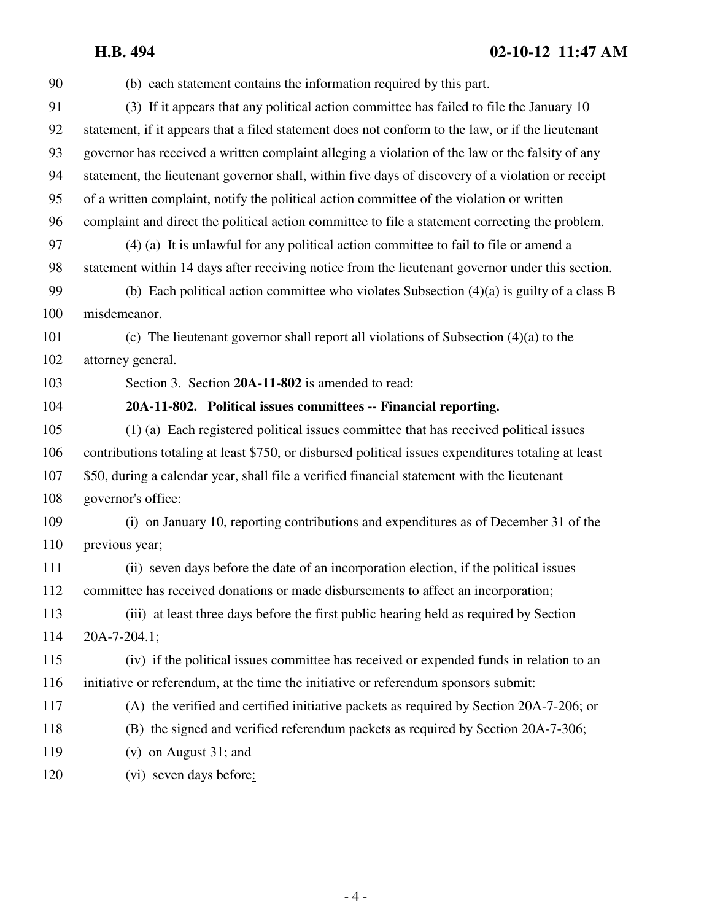(b) each statement contains the information required by this part.

(3) If it appears that any political action committee has failed to file the January 10 statement, if it appears that a filed statement does not conform to the law, or if the lieutenant governor has received a written complaint alleging a violation of the law or the falsity of any statement, the lieutenant governor shall, within five days of discovery of a violation or receipt of a written complaint, notify the political action committee of the violation or written complaint and direct the political action committee to file a statement correcting the problem.

(4) (a) It is unlawful for any political action committee to fail to file or amend a statement within 14 days after receiving notice from the lieutenant governor under this section.

(b) Each political action committee who violates Subsection (4)(a) is guilty of a class B misdemeanor.

(c) The lieutenant governor shall report all violations of Subsection (4)(a) to the attorney general.

Section 3. Section **20A-11-802** is amended to read:

**20A-11-802. Political issues committees -- Financial reporting.**

(1) (a) Each registered political issues committee that has received political issues contributions totaling at least $750, or disbursed political issues expenditures totaling at least $50, during a calendar year, shall file a verified financial statement with the lieutenant governor's office:

(i) on January 10, reporting contributions and expenditures as of December 31 of the previous year;

(ii) seven days before the date of an incorporation election, if the political issues committee has received donations or made disbursements to affect an incorporation;

(iii) at least three days before the first public hearing held as required by Section 20A-7-204.1;

(iv) if the political issues committee has received or expended funds in relation to an initiative or referendum, at the time the initiative or referendum sponsors submit:

(A) the verified and certified initiative packets as required by Section 20A-7-206; or

(B) the signed and verified referendum packets as required by Section 20A-7-306;

(v) on August 31; and

(vi) seven days before: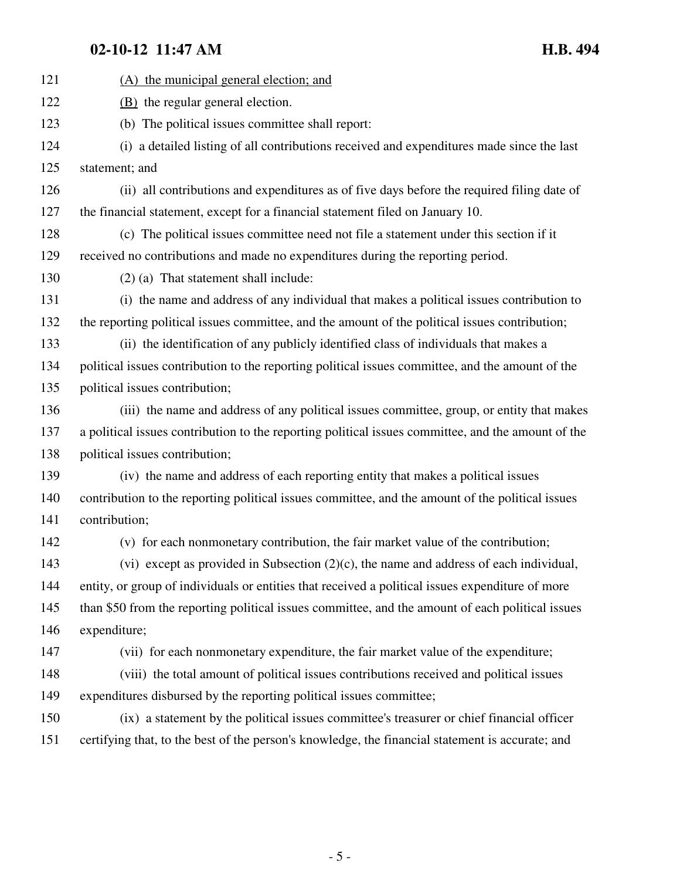(A) the municipal general election; and

(B) the regular general election.

(b) The political issues committee shall report:

(i) a detailed listing of all contributions received and expenditures made since the last statement; and

(ii) all contributions and expenditures as of five days before the required filing date of the financial statement, except for a financial statement filed on January 10.

(c) The political issues committee need not file a statement under this section if it received no contributions and made no expenditures during the reporting period.

(2) (a) That statement shall include:

(i) the name and address of any individual that makes a political issues contribution to the reporting political issues committee, and the amount of the political issues contribution;

(ii) the identification of any publicly identified class of individuals that makes a political issues contribution to the reporting political issues committee, and the amount of the political issues contribution;

(iii) the name and address of any political issues committee, group, or entity that makes a political issues contribution to the reporting political issues committee, and the amount of the political issues contribution;

(iv) the name and address of each reporting entity that makes a political issues contribution to the reporting political issues committee, and the amount of the political issues contribution;

(v) for each nonmonetary contribution, the fair market value of the contribution;

(vi) except as provided in Subsection (2)(c), the name and address of each individual, entity, or group of individuals or entities that received a political issues expenditure of more than $50 from the reporting political issues committee, and the amount of each political issues expenditure;

(vii) for each nonmonetary expenditure, the fair market value of the expenditure;

(viii) the total amount of political issues contributions received and political issues expenditures disbursed by the reporting political issues committee;

(ix) a statement by the political issues committee's treasurer or chief financial officer certifying that, to the best of the person's knowledge, the financial statement is accurate; and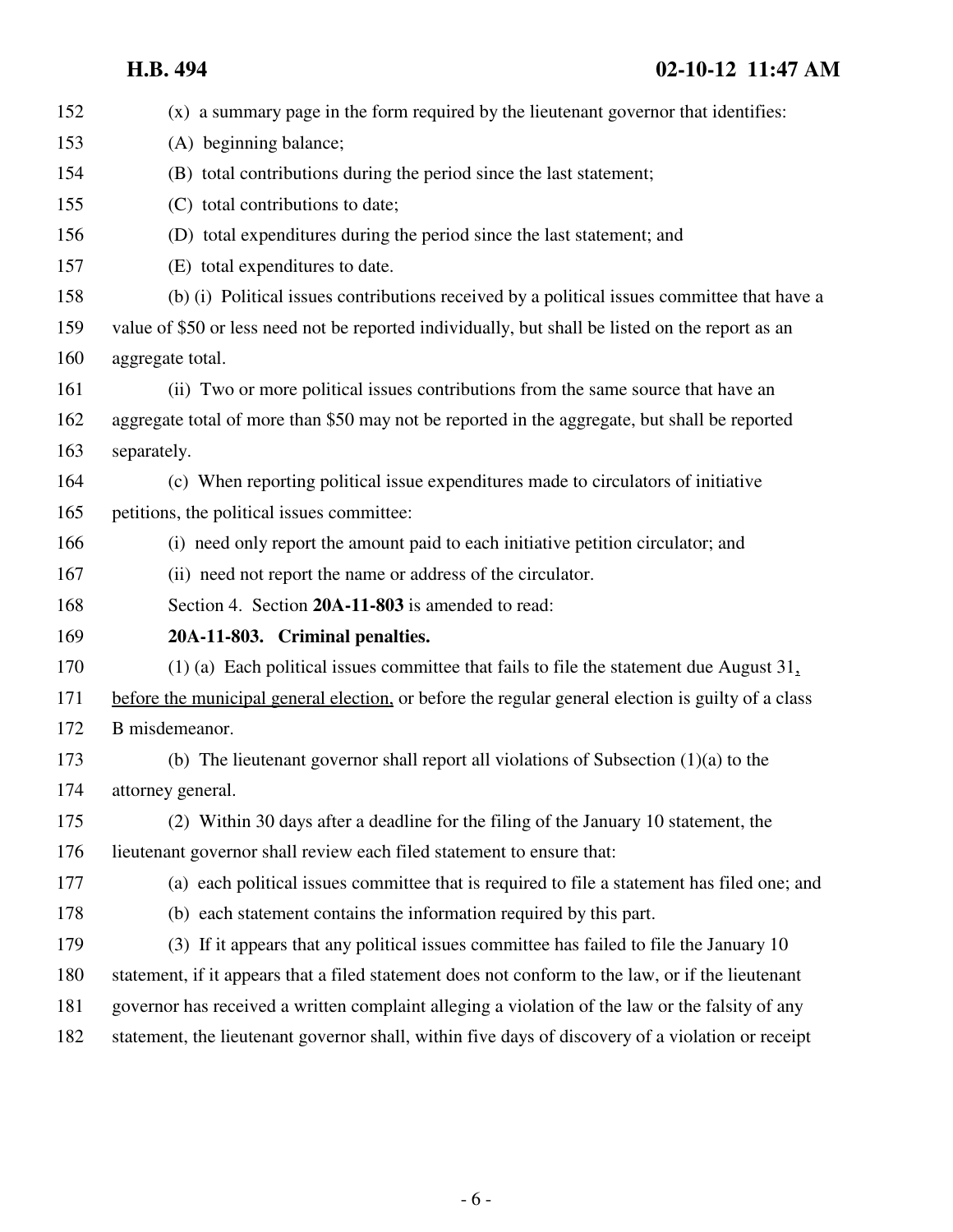(x) a summary page in the form required by the lieutenant governor that identifies:

(A) beginning balance;

(B) total contributions during the period since the last statement;

(C) total contributions to date;

(D) total expenditures during the period since the last statement; and

(E) total expenditures to date.

(b) (i) Political issues contributions received by a political issues committee that have a value of $50 or less need not be reported individually, but shall be listed on the report as an aggregate total.

(ii) Two or more political issues contributions from the same source that have an aggregate total of more than $50 may not be reported in the aggregate, but shall be reported separately.

(c) When reporting political issue expenditures made to circulators of initiative petitions, the political issues committee:

(i) need only report the amount paid to each initiative petition circulator; and

(ii) need not report the name or address of the circulator.

Section 4. Section **20A-11-803** is amended to read:

**20A-11-803. Criminal penalties.**

(1) (a) Each political issues committee that fails to file the statement due August 31, before the municipal general election, or before the regular general election is guilty of a class B misdemeanor.

(b) The lieutenant governor shall report all violations of Subsection (1)(a) to the attorney general.

(2) Within 30 days after a deadline for the filing of the January 10 statement, the lieutenant governor shall review each filed statement to ensure that:

(a) each political issues committee that is required to file a statement has filed one; and

(b) each statement contains the information required by this part.

(3) If it appears that any political issues committee has failed to file the January 10 statement, if it appears that a filed statement does not conform to the law, or if the lieutenant governor has received a written complaint alleging a violation of the law or the falsity of any statement, the lieutenant governor shall, within five days of discovery of a violation or receipt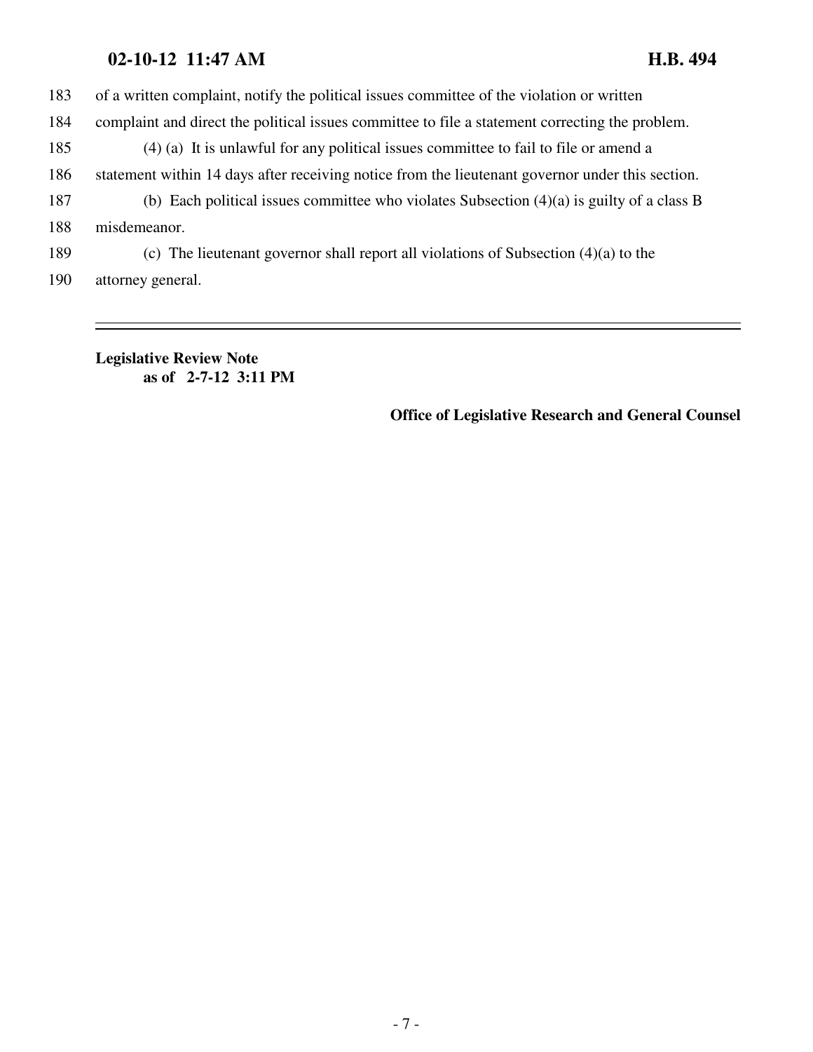of a written complaint, notify the political issues committee of the violation or written complaint and direct the political issues committee to file a statement correcting the problem.

(4) (a) It is unlawful for any political issues committee to fail to file or amend a statement within 14 days after receiving notice from the lieutenant governor under this section.

(b) Each political issues committee who violates Subsection (4)(a) is guilty of a class B misdemeanor.

(c) The lieutenant governor shall report all violations of Subsection (4)(a) to the attorney general.

---

**Legislative Review Note**
**as of 2-7-12 3:11 PM**

**Office of Legislative Research and General Counsel**